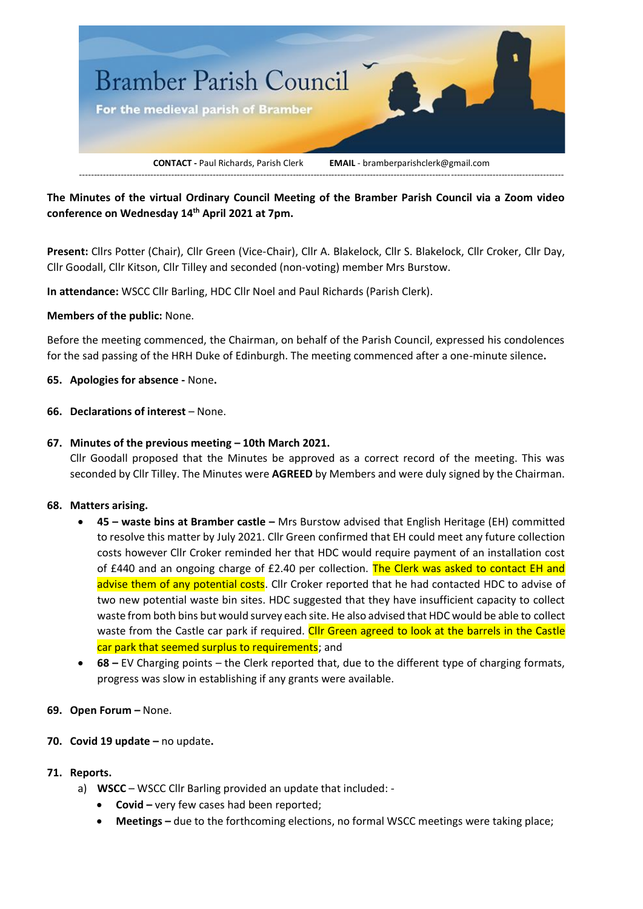# Bramber Parish Council

For the medieval parish of Bramber

**CONTACT -** Paul Richards, Parish Clerk **EMAIL** - bramberparishclerk@gmail.com

**The Minutes of the virtual Ordinary Council Meeting of the Bramber Parish Council via a Zoom video conference on Wednesday 14th April 2021 at 7pm.**

**Present:** Cllrs Potter (Chair), Cllr Green (Vice-Chair), Cllr A. Blakelock, Cllr S. Blakelock, Cllr Croker, Cllr Day, Cllr Goodall, Cllr Kitson, Cllr Tilley and seconded (non-voting) member Mrs Burstow.

**In attendance:** WSCC Cllr Barling, HDC Cllr Noel and Paul Richards (Parish Clerk).

**Members of the public:** None.

Before the meeting commenced, the Chairman, on behalf of the Parish Council, expressed his condolences for the sad passing of the HRH Duke of Edinburgh. The meeting commenced after a one-minute silence**.**

**65. Apologies for absence -** None**.**

**66. Declarations of interest** – None.

**67. Minutes of the previous meeting – 10th March 2021.**

Cllr Goodall proposed that the Minutes be approved as a correct record of the meeting. This was seconded by Cllr Tilley. The Minutes were **AGREED** by Members and were duly signed by the Chairman.

**68. Matters arising.**

- **45 – waste bins at Bramber castle –** Mrs Burstow advised that English Heritage (EH) committed to resolve this matter by July 2021. Cllr Green confirmed that EH could meet any future collection costs however Cllr Croker reminded her that HDC would require payment of an installation cost of £440 and an ongoing charge of £2.40 per collection. The Clerk was asked to contact EH and advise them of any potential costs. Cllr Croker reported that he had contacted HDC to advise of two new potential waste bin sites. HDC suggested that they have insufficient capacity to collect waste from both bins but would survey each site. He also advised that HDC would be able to collect waste from the Castle car park if required. Cllr Green agreed to look at the barrels in the Castle car park that seemed surplus to requirements; and
- **68 –** EV Charging points – the Clerk reported that, due to the different type of charging formats, progress was slow in establishing if any grants were available.

**69. Open Forum –** None.

**70. Covid 19 update –** no update**.**

**71. Reports.**

a) **WSCC** – WSCC Cllr Barling provided an update that included: -

- **Covid –** very few cases had been reported;
- **Meetings –** due to the forthcoming elections, no formal WSCC meetings were taking place;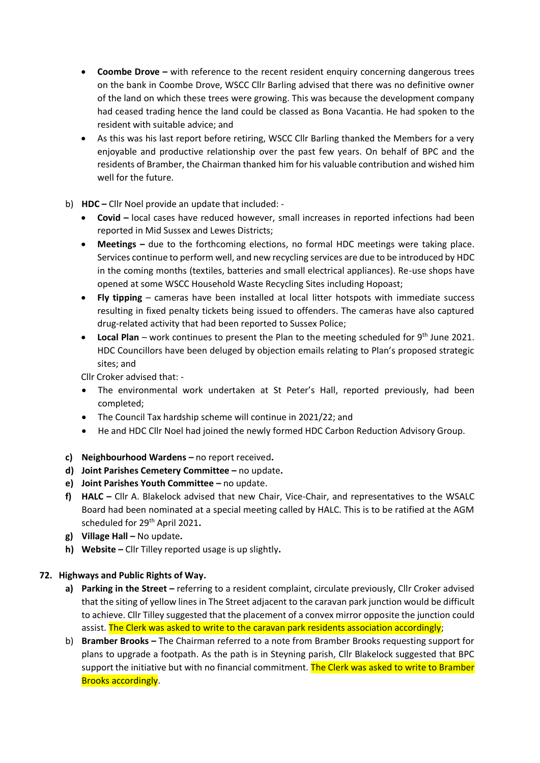- **Coombe Drove –** with reference to the recent resident enquiry concerning dangerous trees on the bank in Coombe Drove, WSCC Cllr Barling advised that there was no definitive owner of the land on which these trees were growing. This was because the development company had ceased trading hence the land could be classed as Bona Vacantia. He had spoken to the resident with suitable advice; and
- As this was his last report before retiring, WSCC Cllr Barling thanked the Members for a very enjoyable and productive relationship over the past few years. On behalf of BPC and the residents of Bramber, the Chairman thanked him for his valuable contribution and wished him well for the future.

b) **HDC –** Cllr Noel provide an update that included: -

- **Covid –** local cases have reduced however, small increases in reported infections had been reported in Mid Sussex and Lewes Districts;
- **Meetings –** due to the forthcoming elections, no formal HDC meetings were taking place. Services continue to perform well, and new recycling services are due to be introduced by HDC in the coming months (textiles, batteries and small electrical appliances). Re-use shops have opened at some WSCC Household Waste Recycling Sites including Hopoast;
- **Fly tipping** – cameras have been installed at local litter hotspots with immediate success resulting in fixed penalty tickets being issued to offenders. The cameras have also captured drug-related activity that had been reported to Sussex Police;
- **Local Plan** – work continues to present the Plan to the meeting scheduled for 9th June 2021. HDC Councillors have been deluged by objection emails relating to Plan's proposed strategic sites; and

Cllr Croker advised that: -

- The environmental work undertaken at St Peter's Hall, reported previously, had been completed;
- The Council Tax hardship scheme will continue in 2021/22; and
- He and HDC Cllr Noel had joined the newly formed HDC Carbon Reduction Advisory Group.

**c) Neighbourhood Wardens –** no report received**.**

**d) Joint Parishes Cemetery Committee –** no update**.**

**e) Joint Parishes Youth Committee –** no update.

**f) HALC –** Cllr A. Blakelock advised that new Chair, Vice-Chair, and representatives to the WSALC Board had been nominated at a special meeting called by HALC. This is to be ratified at the AGM scheduled for 29th April 2021**.**

**g) Village Hall –** No update**.**

**h) Website –** Cllr Tilley reported usage is up slightly**.**

## 72. Highways and Public Rights of Way.

**a) Parking in the Street –** referring to a resident complaint, circulate previously, Cllr Croker advised that the siting of yellow lines in The Street adjacent to the caravan park junction would be difficult to achieve. Cllr Tilley suggested that the placement of a convex mirror opposite the junction could assist. The Clerk was asked to write to the caravan park residents association accordingly;

b) **Bramber Brooks –** The Chairman referred to a note from Bramber Brooks requesting support for plans to upgrade a footpath. As the path is in Steyning parish, Cllr Blakelock suggested that BPC support the initiative but with no financial commitment. The Clerk was asked to write to Bramber Brooks accordingly.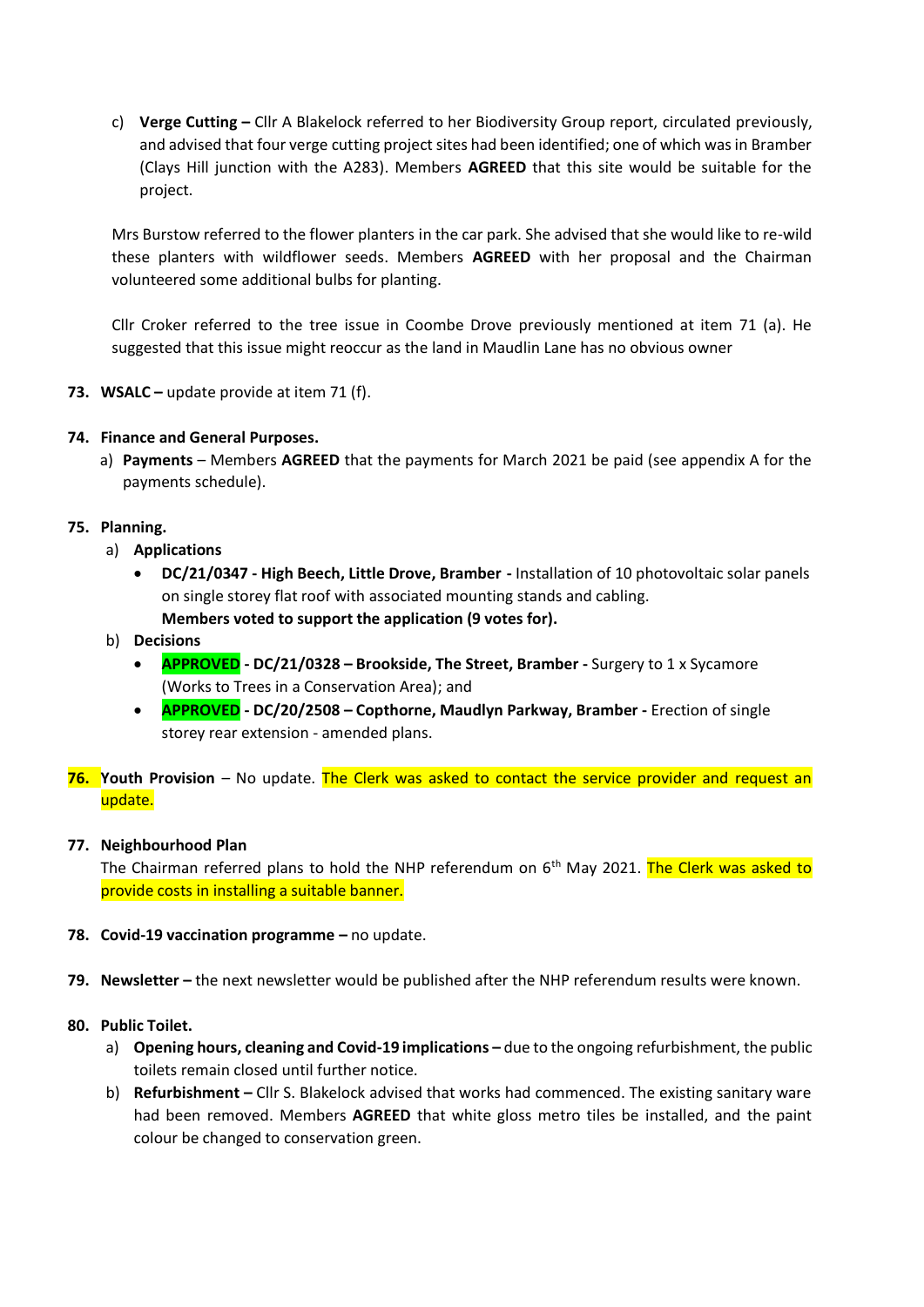c) **Verge Cutting –** Cllr A Blakelock referred to her Biodiversity Group report, circulated previously, and advised that four verge cutting project sites had been identified; one of which was in Bramber (Clays Hill junction with the A283). Members **AGREED** that this site would be suitable for the project.

   Mrs Burstow referred to the flower planters in the car park. She advised that she would like to re-wild these planters with wildflower seeds. Members **AGREED** with her proposal and the Chairman volunteered some additional bulbs for planting.

   Cllr Croker referred to the tree issue in Coombe Drove previously mentioned at item 71 (a). He suggested that this issue might reoccur as the land in Maudlin Lane has no obvious owner

**73. WSALC –** update provide at item 71 (f).

**74. Finance and General Purposes.**

a) **Payments** – Members **AGREED** that the payments for March 2021 be paid (see appendix A for the payments schedule).

**75. Planning.**

a) **Applications**
   - **DC/21/0347 - High Beech, Little Drove, Bramber -** Installation of 10 photovoltaic solar panels on single storey flat roof with associated mounting stands and cabling.
     **Members voted to support the application (9 votes for).**

b) **Decisions**
   - **APPROVED - DC/21/0328 – Brookside, The Street, Bramber -** Surgery to 1 x Sycamore (Works to Trees in a Conservation Area); and
   - **APPROVED - DC/20/2508 – Copthorne, Maudlyn Parkway, Bramber -** Erection of single storey rear extension - amended plans.

**76. Youth Provision** – No update. The Clerk was asked to contact the service provider and request an update.

**77. Neighbourhood Plan**

The Chairman referred plans to hold the NHP referendum on 6th May 2021. The Clerk was asked to provide costs in installing a suitable banner.

**78. Covid-19 vaccination programme –** no update.

**79. Newsletter –** the next newsletter would be published after the NHP referendum results were known.

**80. Public Toilet.**

a) **Opening hours, cleaning and Covid-19 implications –** due to the ongoing refurbishment, the public toilets remain closed until further notice.

b) **Refurbishment –** Cllr S. Blakelock advised that works had commenced. The existing sanitary ware had been removed. Members **AGREED** that white gloss metro tiles be installed, and the paint colour be changed to conservation green.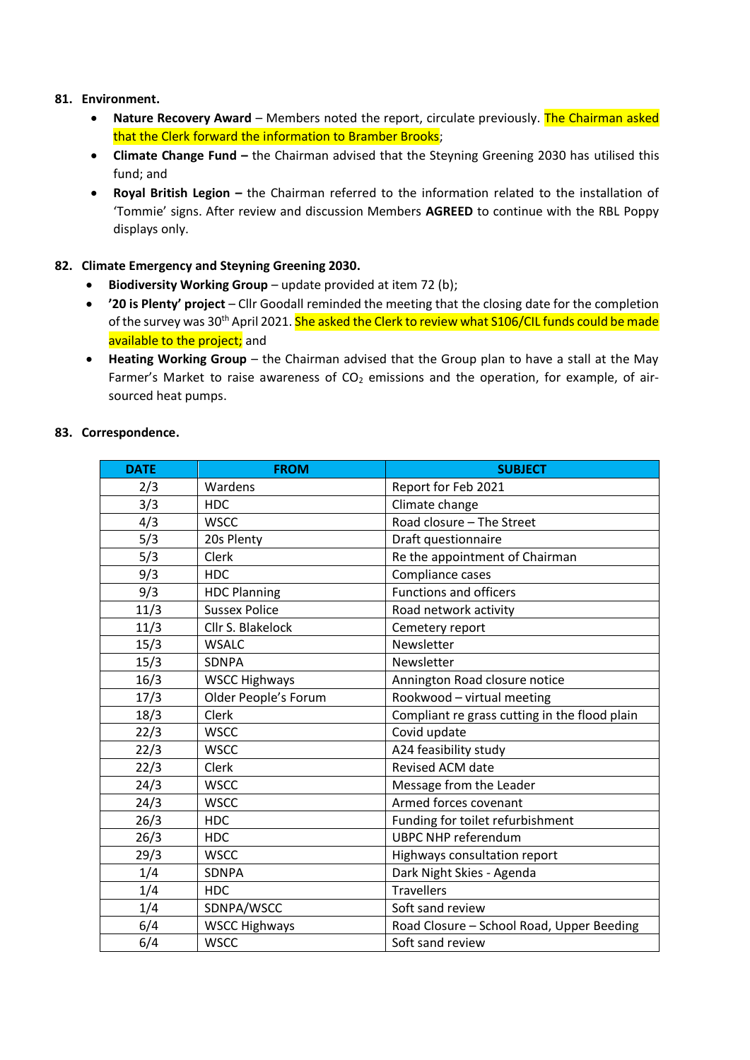## 81. Environment.

- **Nature Recovery Award** – Members noted the report, circulate previously. The Chairman asked that the Clerk forward the information to Bramber Brooks;
- **Climate Change Fund –** the Chairman advised that the Steyning Greening 2030 has utilised this fund; and
- **Royal British Legion –** the Chairman referred to the information related to the installation of 'Tommie' signs. After review and discussion Members **AGREED** to continue with the RBL Poppy displays only.

## 82. Climate Emergency and Steyning Greening 2030.

- **Biodiversity Working Group** – update provided at item 72 (b);
- **'20 is Plenty' project** – Cllr Goodall reminded the meeting that the closing date for the completion of the survey was 30th April 2021. She asked the Clerk to review what S106/CIL funds could be made available to the project; and
- **Heating Working Group** – the Chairman advised that the Group plan to have a stall at the May Farmer's Market to raise awareness of $CO_2$ emissions and the operation, for example, of air-sourced heat pumps.

## 83. Correspondence.

| DATE | FROM | SUBJECT |
|---|---|---|
| 2/3 | Wardens | Report for Feb 2021 |
| 3/3 | HDC | Climate change |
| 4/3 | WSCC | Road closure – The Street |
| 5/3 | 20s Plenty | Draft questionnaire |
| 5/3 | Clerk | Re the appointment of Chairman |
| 9/3 | HDC | Compliance cases |
| 9/3 | HDC Planning | Functions and officers |
| 11/3 | Sussex Police | Road network activity |
| 11/3 | Cllr S. Blakelock | Cemetery report |
| 15/3 | WSALC | Newsletter |
| 15/3 | SDNPA | Newsletter |
| 16/3 | WSCC Highways | Annington Road closure notice |
| 17/3 | Older People's Forum | Rookwood – virtual meeting |
| 18/3 | Clerk | Compliant re grass cutting in the flood plain |
| 22/3 | WSCC | Covid update |
| 22/3 | WSCC | A24 feasibility study |
| 22/3 | Clerk | Revised ACM date |
| 24/3 | WSCC | Message from the Leader |
| 24/3 | WSCC | Armed forces covenant |
| 26/3 | HDC | Funding for toilet refurbishment |
| 26/3 | HDC | UBPC NHP referendum |
| 29/3 | WSCC | Highways consultation report |
| 1/4 | SDNPA | Dark Night Skies - Agenda |
| 1/4 | HDC | Travellers |
| 1/4 | SDNPA/WSCC | Soft sand review |
| 6/4 | WSCC Highways | Road Closure – School Road, Upper Beeding |
| 6/4 | WSCC | Soft sand review |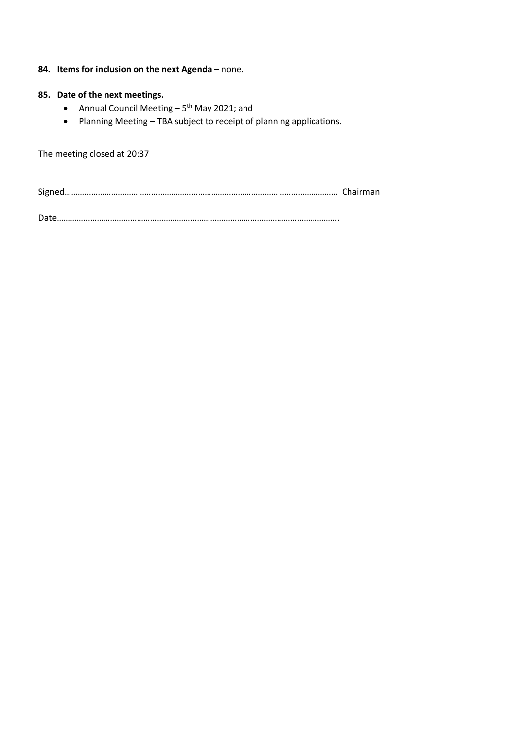**84. Items for inclusion on the next Agenda –** none.

**85. Date of the next meetings.**

- Annual Council Meeting – 5th May 2021; and
- Planning Meeting – TBA subject to receipt of planning applications.

The meeting closed at 20:37

Signed………………………………………………………………………………………………………… Chairman

Date…………………………………………………………………………………………………………….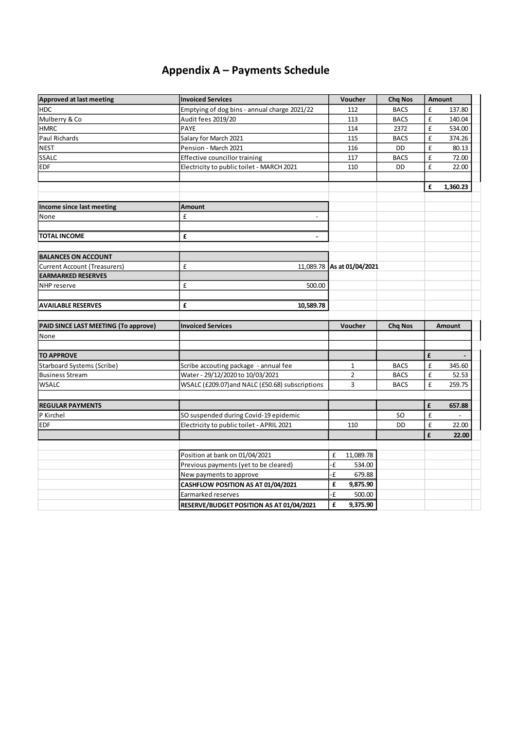# Appendix A – Payments Schedule

| Approved at last meeting | Invoiced Services | Voucher | Chq Nos | Amount |
|---|---|---|---|---|
| HDC | Emptying of dog bins - annual charge 2021/22 | 112 | BACS | £ 137.80 |
| Mulberry & Co | Audit fees 2019/20 | 113 | BACS | £ 140.04 |
| HMRC | PAYE | 114 | 2372 | £ 534.00 |
| Paul Richards | Salary for March 2021 | 115 | BACS | £ 374.26 |
| NEST | Pension - March 2021 | 116 | DD | £ 80.13 |
| SSALC | Effective councillor training | 117 | BACS | £ 72.00 |
| EDF | Electricity to public toilet - MARCH 2021 | 110 | DD | £ 22.00 |
| | | | | |
| | | | | **£ 1,360.23** |

| Income since last meeting | Amount |
|---|---|
| None | £ - |
| | |
| **TOTAL INCOME** | **£ -** |

| BALANCES ON ACCOUNT | | |
|---|---|---|
| Current Account (Treasurers) | £ 11,089.78 | **As at 01/04/2021** |
| **EARMARKED RESERVES** | | |
| NHP reserve | £ 500.00 | |
| | | |
| **AVAILABLE RESERVES** | **£ 10,589.78** | |

| PAID SINCE LAST MEETING (To approve) | Invoiced Services | Voucher | Chq Nos | Amount |
|---|---|---|---|---|
| None | | | | |
| | | | | |
| **TO APPROVE** | | | | **£ -** |
| Starboard Systems (Scribe) | Scribe accouting package - annual fee | 1 | BACS | £ 345.60 |
| Business Stream | Water - 29/12/2020 to 10/03/2021 | 2 | BACS | £ 52.53 |
| WSALC | WSALC (£209.07)and NALC (£50.68) subscriptions | 3 | BACS | £ 259.75 |
| | | | | |
| **REGULAR PAYMENTS** | | | | **£ 657.88** |
| P Kirchel | SO suspended during Covid-19 epidemic | | SO | £ - |
| EDF | Electricity to public toilet - APRIL 2021 | 110 | DD | £ 22.00 |
| | | | | **£ 22.00** |

| | |
|---|---|
| Position at bank on 01/04/2021 | £ 11,089.78 |
| Previous payments (yet to be cleared) | -£ 534.00 |
| New payments to approve | -£ 679.88 |
| **CASHFLOW POSITION AS AT 01/04/2021** | **£ 9,875.90** |
| Earmarked reserves | -£ 500.00 |
| **RESERVE/BUDGET POSITION AS AT 01/04/2021** | **£ 9,375.90** |